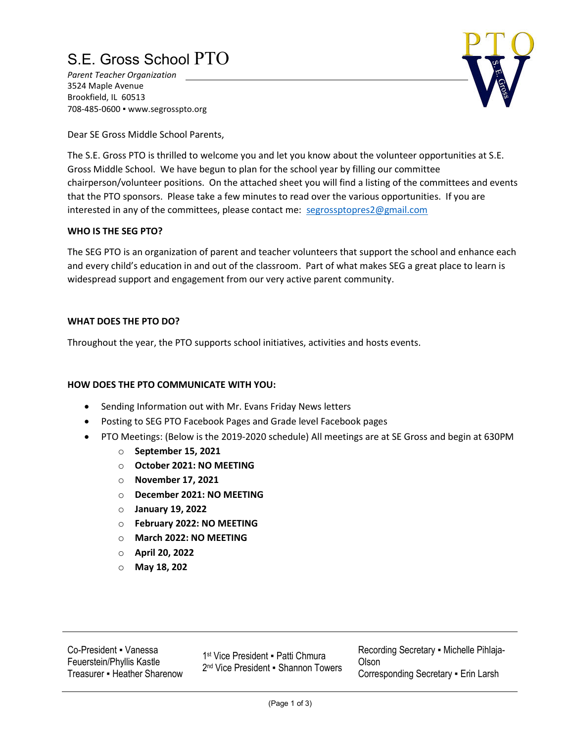# S.E. Gross School PTO

*Parent Teacher Organization*
3524 Maple Avenue
Brookfield, IL 60513
708-485-0600 ▪ www.segrosspto.org

Dear SE Gross Middle School Parents,

The S.E. Gross PTO is thrilled to welcome you and let you know about the volunteer opportunities at S.E. Gross Middle School. We have begun to plan for the school year by filling our committee chairperson/volunteer positions. On the attached sheet you will find a listing of the committees and events that the PTO sponsors. Please take a few minutes to read over the various opportunities. If you are interested in any of the committees, please contact me: segrossptopres2@gmail.com

**WHO IS THE SEG PTO?**

The SEG PTO is an organization of parent and teacher volunteers that support the school and enhance each and every child's education in and out of the classroom. Part of what makes SEG a great place to learn is widespread support and engagement from our very active parent community.

**WHAT DOES THE PTO DO?**

Throughout the year, the PTO supports school initiatives, activities and hosts events.

**HOW DOES THE PTO COMMUNICATE WITH YOU:**

- Sending Information out with Mr. Evans Friday News letters
- Posting to SEG PTO Facebook Pages and Grade level Facebook pages
- PTO Meetings: (Below is the 2019-2020 schedule) All meetings are at SE Gross and begin at 630PM
  - **September 15, 2021**
  - **October 2021: NO MEETING**
  - **November 17, 2021**
  - **December 2021: NO MEETING**
  - **January 19, 2022**
  - **February 2022: NO MEETING**
  - **March 2022: NO MEETING**
  - **April 20, 2022**
  - **May 18, 202**

Co-President ▪ Vanessa Feuerstein/Phyllis Kastle
Treasurer ▪ Heather Sharenow
1st Vice President ▪ Patti Chmura
2nd Vice President ▪ Shannon Towers
Recording Secretary ▪ Michelle Pihlaja-Olson
Corresponding Secretary ▪ Erin Larsh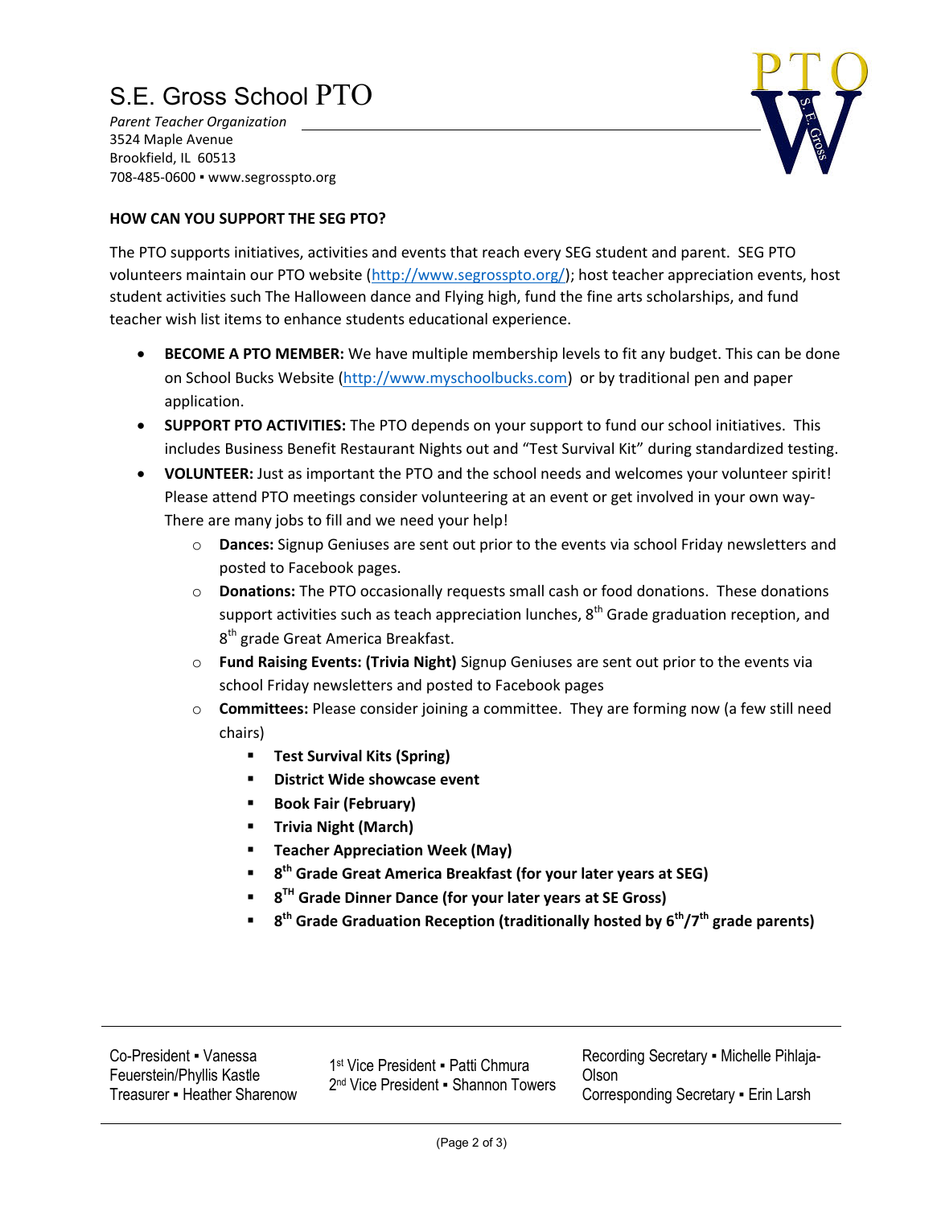# S.E. Gross School PTO

*Parent Teacher Organization*
3524 Maple Avenue
Brookfield, IL 60513
708-485-0600 ▪ www.segrosspto.org

**HOW CAN YOU SUPPORT THE SEG PTO?**

The PTO supports initiatives, activities and events that reach every SEG student and parent. SEG PTO volunteers maintain our PTO website (http://www.segrosspto.org/); host teacher appreciation events, host student activities such The Halloween dance and Flying high, fund the fine arts scholarships, and fund teacher wish list items to enhance students educational experience.

- **BECOME A PTO MEMBER:** We have multiple membership levels to fit any budget. This can be done on School Bucks Website (http://www.myschoolbucks.com) or by traditional pen and paper application.
- **SUPPORT PTO ACTIVITIES:** The PTO depends on your support to fund our school initiatives. This includes Business Benefit Restaurant Nights out and "Test Survival Kit" during standardized testing.
- **VOLUNTEER:** Just as important the PTO and the school needs and welcomes your volunteer spirit! Please attend PTO meetings consider volunteering at an event or get involved in your own way- There are many jobs to fill and we need your help!
  - **Dances:** Signup Geniuses are sent out prior to the events via school Friday newsletters and posted to Facebook pages.
  - **Donations:** The PTO occasionally requests small cash or food donations. These donations support activities such as teach appreciation lunches, 8th Grade graduation reception, and 8th grade Great America Breakfast.
  - **Fund Raising Events: (Trivia Night)** Signup Geniuses are sent out prior to the events via school Friday newsletters and posted to Facebook pages
  - **Committees:** Please consider joining a committee. They are forming now (a few still need chairs)
    - **Test Survival Kits (Spring)**
    - **District Wide showcase event**
    - **Book Fair (February)**
    - **Trivia Night (March)**
    - **Teacher Appreciation Week (May)**
    - **8th Grade Great America Breakfast (for your later years at SEG)**
    - **8TH Grade Dinner Dance (for your later years at SE Gross)**
    - **8th Grade Graduation Reception (traditionally hosted by 6th/7th grade parents)**

---

Co-President ▪ Vanessa Feuerstein/Phyllis Kastle
Treasurer ▪ Heather Sharenow

1st Vice President ▪ Patti Chmura
2nd Vice President ▪ Shannon Towers

Recording Secretary ▪ Michelle Pihlaja-Olson
Corresponding Secretary ▪ Erin Larsh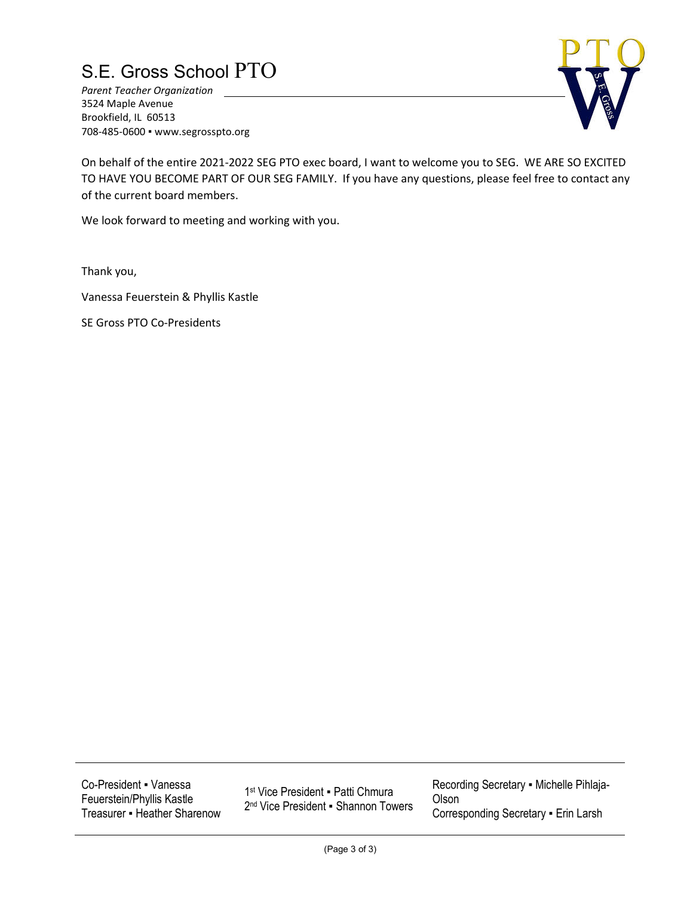# S.E. Gross School PTO

*Parent Teacher Organization*
3524 Maple Avenue
Brookfield, IL 60513
708-485-0600 ▪ www.segrosspto.org

On behalf of the entire 2021-2022 SEG PTO exec board, I want to welcome you to SEG. WE ARE SO EXCITED TO HAVE YOU BECOME PART OF OUR SEG FAMILY. If you have any questions, please feel free to contact any of the current board members.

We look forward to meeting and working with you.

Thank you,

Vanessa Feuerstein & Phyllis Kastle

SE Gross PTO Co-Presidents

Co-President ▪ Vanessa Feuerstein/Phyllis Kastle
Treasurer ▪ Heather Sharenow

1st Vice President ▪ Patti Chmura
2nd Vice President ▪ Shannon Towers

Recording Secretary ▪ Michelle Pihlaja-Olson
Corresponding Secretary ▪ Erin Larsh